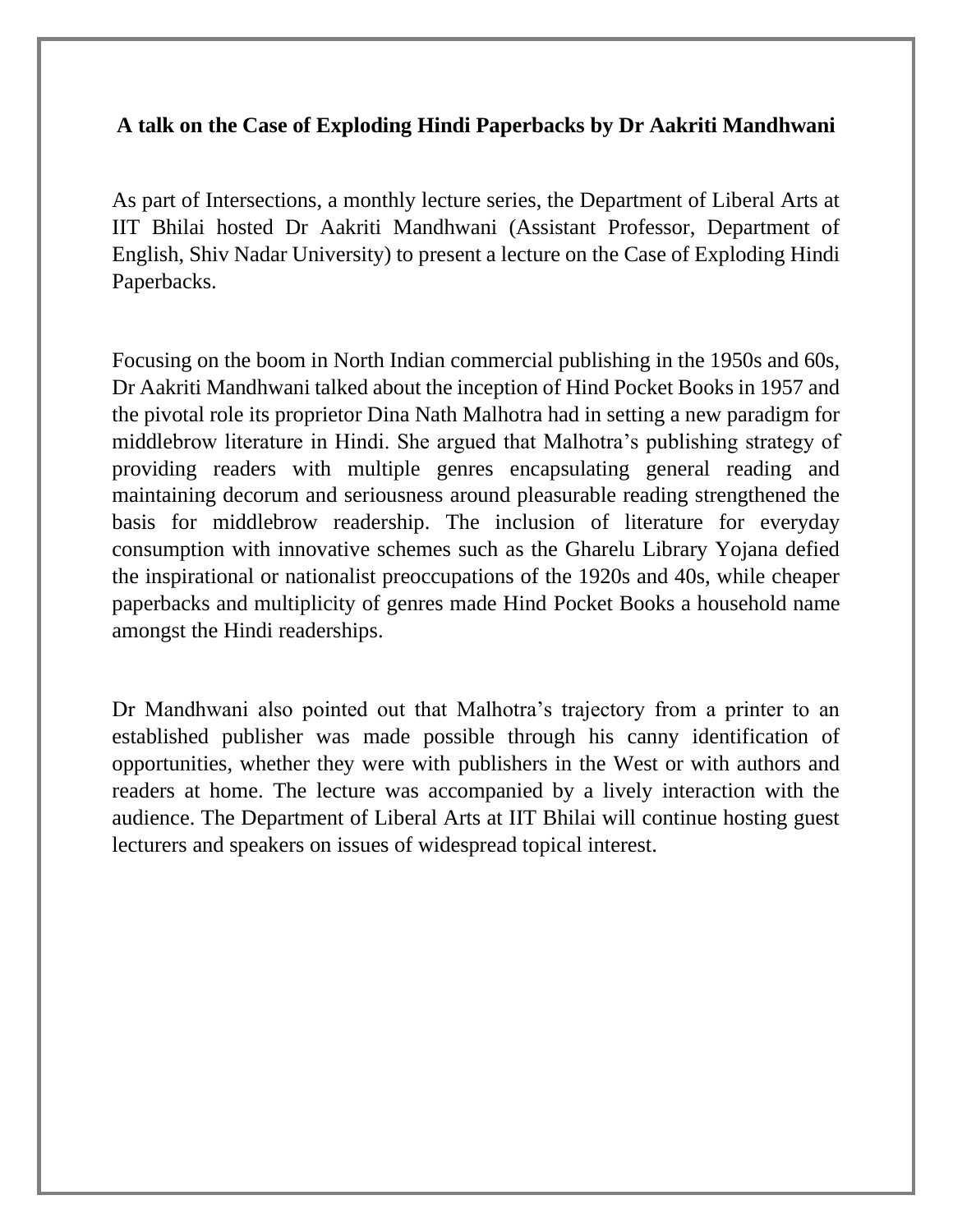**A talk on the Case of Exploding Hindi Paperbacks by Dr Aakriti Mandhwani**

As part of Intersections, a monthly lecture series, the Department of Liberal Arts at IIT Bhilai hosted Dr Aakriti Mandhwani (Assistant Professor, Department of English, Shiv Nadar University) to present a lecture on the Case of Exploding Hindi Paperbacks.

Focusing on the boom in North Indian commercial publishing in the 1950s and 60s, Dr Aakriti Mandhwani talked about the inception of Hind Pocket Books in 1957 and the pivotal role its proprietor Dina Nath Malhotra had in setting a new paradigm for middlebrow literature in Hindi. She argued that Malhotra's publishing strategy of providing readers with multiple genres encapsulating general reading and maintaining decorum and seriousness around pleasurable reading strengthened the basis for middlebrow readership. The inclusion of literature for everyday consumption with innovative schemes such as the Gharelu Library Yojana defied the inspirational or nationalist preoccupations of the 1920s and 40s, while cheaper paperbacks and multiplicity of genres made Hind Pocket Books a household name amongst the Hindi readerships.

Dr Mandhwani also pointed out that Malhotra's trajectory from a printer to an established publisher was made possible through his canny identification of opportunities, whether they were with publishers in the West or with authors and readers at home. The lecture was accompanied by a lively interaction with the audience. The Department of Liberal Arts at IIT Bhilai will continue hosting guest lecturers and speakers on issues of widespread topical interest.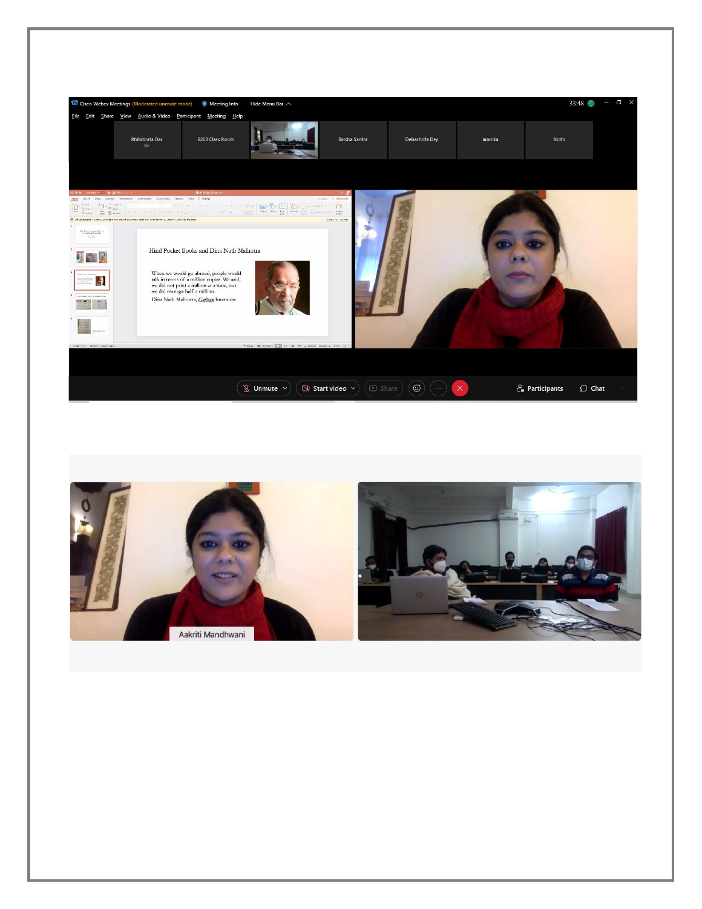Hind Pocket Books and Dina Nath Malhotra

When we would go abroad, people would talk in terms of a million copies. We said, we did not print a million at a time, but we did manage half a million.

Dina Nath Malhotra, *Caffeine* Interview

Aakriti Mandhwani